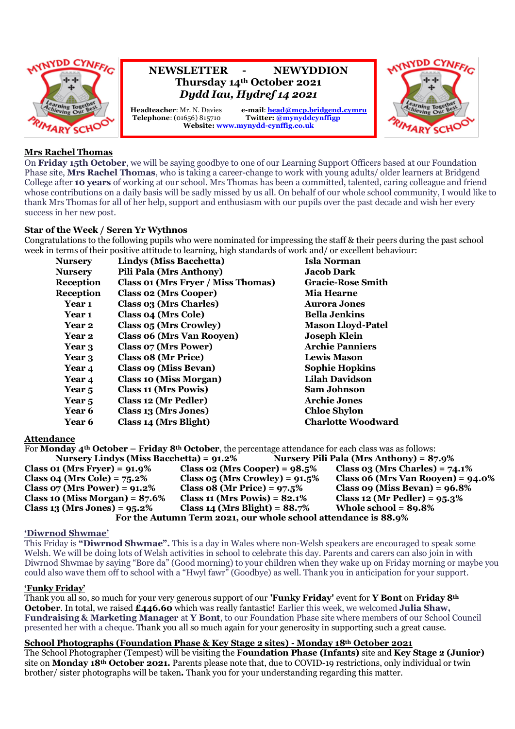# NEWSLETTER - NEWYDDION

**Thursday 14th October 2021**

***Dydd Iau, Hydref 14 2021***

**Headteacher**: Mr. N. Davies **e-mail**: head@mcp.bridgend.cymru
**Telephone**: (01656) 815710 **Twitter: @mynyddcynffigp**
**Website: www.mynydd-cynffig.co.uk**

## Mrs Rachel Thomas

On **Friday 15th October**, we will be saying goodbye to one of our Learning Support Officers based at our Foundation Phase site, **Mrs Rachel Thomas**, who is taking a career-change to work with young adults/ older learners at Bridgend College after **10 years** of working at our school. Mrs Thomas has been a committed, talented, caring colleague and friend whose contributions on a daily basis will be sadly missed by us all. On behalf of our whole school community, I would like to thank Mrs Thomas for all of her help, support and enthusiasm with our pupils over the past decade and wish her every success in her new post.

## Star of the Week / Seren Yr Wythnos

Congratulations to the following pupils who were nominated for impressing the staff & their peers during the past school week in terms of their positive attitude to learning, high standards of work and/ or excellent behaviour:

| Year | Class | Pupil |
|---|---|---|
| **Nursery** | **Lindys (Miss Bacchetta)** | **Isla Norman** |
| **Nursery** | **Pili Pala (Mrs Anthony)** | **Jacob Dark** |
| **Reception** | **Class 01 (Mrs Fryer / Miss Thomas)** | **Gracie-Rose Smith** |
| **Reception** | **Class 02 (Mrs Cooper)** | **Mia Hearne** |
| **Year 1** | **Class 03 (Mrs Charles)** | **Aurora Jones** |
| **Year 1** | **Class 04 (Mrs Cole)** | **Bella Jenkins** |
| **Year 2** | **Class 05 (Mrs Crowley)** | **Mason Lloyd-Patel** |
| **Year 2** | **Class 06 (Mrs Van Rooyen)** | **Joseph Klein** |
| **Year 3** | **Class 07 (Mrs Power)** | **Archie Panniers** |
| **Year 3** | **Class 08 (Mr Price)** | **Lewis Mason** |
| **Year 4** | **Class 09 (Miss Bevan)** | **Sophie Hopkins** |
| **Year 4** | **Class 10 (Miss Morgan)** | **Lilah Davidson** |
| **Year 5** | **Class 11 (Mrs Powis)** | **Sam Johnson** |
| **Year 5** | **Class 12 (Mr Pedler)** | **Archie Jones** |
| **Year 6** | **Class 13 (Mrs Jones)** | **Chloe Shylon** |
| **Year 6** | **Class 14 (Mrs Blight)** | **Charlotte Woodward** |

## Attendance

For **Monday 4th October – Friday 8th October**, the percentage attendance for each class was as follows:

**Nursery Lindys (Miss Bacchetta) = 91.2%** **Nursery Pili Pala (Mrs Anthony) = 87.9%**

| | | |
|---|---|---|
| **Class 01 (Mrs Fryer) = 91.9%** | **Class 02 (Mrs Cooper) = 98.5%** | **Class 03 (Mrs Charles) = 74.1%** |
| **Class 04 (Mrs Cole) = 75.2%** | **Class 05 (Mrs Crowley) = 91.5%** | **Class 06 (Mrs Van Rooyen) = 94.0%** |
| **Class 07 (Mrs Power) = 91.2%** | **Class 08 (Mr Price) = 97.5%** | **Class 09 (Miss Bevan) = 96.8%** |
| **Class 10 (Miss Morgan) = 87.6%** | **Class 11 (Mrs Powis) = 82.1%** | **Class 12 (Mr Pedler) = 95.3%** |
| **Class 13 (Mrs Jones) = 95.2%** | **Class 14 (Mrs Blight) = 88.7%** | **Whole school = 89.8%** |

**For the Autumn Term 2021, our whole school attendance is 88.9%**

## 'Diwrnod Shwmae'

This Friday is **"Diwrnod Shwmae".** This is a day in Wales where non-Welsh speakers are encouraged to speak some Welsh. We will be doing lots of Welsh activities in school to celebrate this day. Parents and carers can also join in with Diwrnod Shwmae by saying "Bore da" (Good morning) to your children when they wake up on Friday morning or maybe you could also wave them off to school with a "Hwyl fawr" (Goodbye) as well. Thank you in anticipation for your support.

## 'Funky Friday'

Thank you all so, so much for your very generous support of our **'Funky Friday'** event for **Y Bont** on **Friday 8th October**. In total, we raised **£446.60** which was really fantastic! Earlier this week, we welcomed **Julia Shaw, Fundraising & Marketing Manager** at **Y Bont**, to our Foundation Phase site where members of our School Council presented her with a cheque. Thank you all so much again for your generosity in supporting such a great cause.

## School Photographs (Foundation Phase & Key Stage 2 sites) - Monday 18th October 2021

The School Photographer (Tempest) will be visiting the **Foundation Phase (Infants)** site and **Key Stage 2 (Junior)** site on **Monday 18th October 2021.** Parents please note that, due to COVID-19 restrictions, only individual or twin brother/ sister photographs will be taken**.** Thank you for your understanding regarding this matter.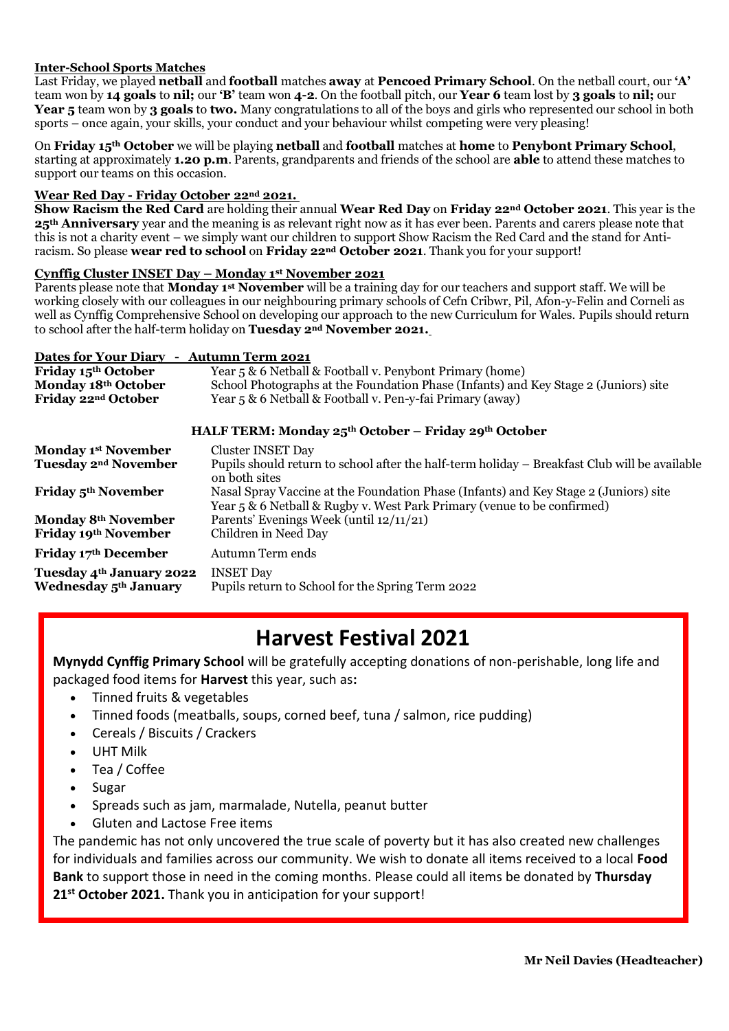### Inter-School Sports Matches

Last Friday, we played **netball** and **football** matches **away** at **Pencoed Primary School**. On the netball court, our **'A'** team won by **14 goals** to **nil;** our **'B'** team won **4-2**. On the football pitch, our **Year 6** team lost by **3 goals** to **nil;** our **Year 5** team won by **3 goals** to **two.** Many congratulations to all of the boys and girls who represented our school in both sports – once again, your skills, your conduct and your behaviour whilst competing were very pleasing!

On **Friday 15th October** we will be playing **netball** and **football** matches at **home** to **Penybont Primary School**, starting at approximately **1.20 p.m**. Parents, grandparents and friends of the school are **able** to attend these matches to support our teams on this occasion.

### Wear Red Day - Friday October 22nd 2021.

**Show Racism the Red Card** are holding their annual **Wear Red Day** on **Friday 22nd October 2021**. This year is the **25th Anniversary** year and the meaning is as relevant right now as it has ever been. Parents and carers please note that this is not a charity event – we simply want our children to support Show Racism the Red Card and the stand for Anti-racism. So please **wear red to school** on **Friday 22nd October 2021**. Thank you for your support!

### Cynffig Cluster INSET Day – Monday 1st November 2021

Parents please note that **Monday 1st November** will be a training day for our teachers and support staff. We will be working closely with our colleagues in our neighbouring primary schools of Cefn Cribwr, Pil, Afon-y-Felin and Corneli as well as Cynffig Comprehensive School on developing our approach to the new Curriculum for Wales. Pupils should return to school after the half-term holiday on **Tuesday 2nd November 2021.**

### Dates for Your Diary - Autumn Term 2021

| | |
|---|---|
| **Friday 15th October** | Year 5 & 6 Netball & Football v. Penybont Primary (home) |
| **Monday 18th October** | School Photographs at the Foundation Phase (Infants) and Key Stage 2 (Juniors) site |
| **Friday 22nd October** | Year 5 & 6 Netball & Football v. Pen-y-fai Primary (away) |
| | **HALF TERM: Monday 25th October – Friday 29th October** |
| **Monday 1st November** | Cluster INSET Day |
| **Tuesday 2nd November** | Pupils should return to school after the half-term holiday – Breakfast Club will be available on both sites |
| **Friday 5th November** | Nasal Spray Vaccine at the Foundation Phase (Infants) and Key Stage 2 (Juniors) site<br>Year 5 & 6 Netball & Rugby v. West Park Primary (venue to be confirmed) |
| **Monday 8th November** | Parents' Evenings Week (until 12/11/21) |
| **Friday 19th November** | Children in Need Day |
| **Friday 17th December** | Autumn Term ends |
| **Tuesday 4th January 2022** | INSET Day |
| **Wednesday 5th January** | Pupils return to School for the Spring Term 2022 |

## Harvest Festival 2021

**Mynydd Cynffig Primary School** will be gratefully accepting donations of non-perishable, long life and packaged food items for **Harvest** this year, such as**:**

- Tinned fruits & vegetables
- Tinned foods (meatballs, soups, corned beef, tuna / salmon, rice pudding)
- Cereals / Biscuits / Crackers
- UHT Milk
- Tea / Coffee
- Sugar
- Spreads such as jam, marmalade, Nutella, peanut butter
- Gluten and Lactose Free items

The pandemic has not only uncovered the true scale of poverty but it has also created new challenges for individuals and families across our community. We wish to donate all items received to a local **Food Bank** to support those in need in the coming months. Please could all items be donated by **Thursday 21st October 2021.** Thank you in anticipation for your support!

**Mr Neil Davies (Headteacher)**